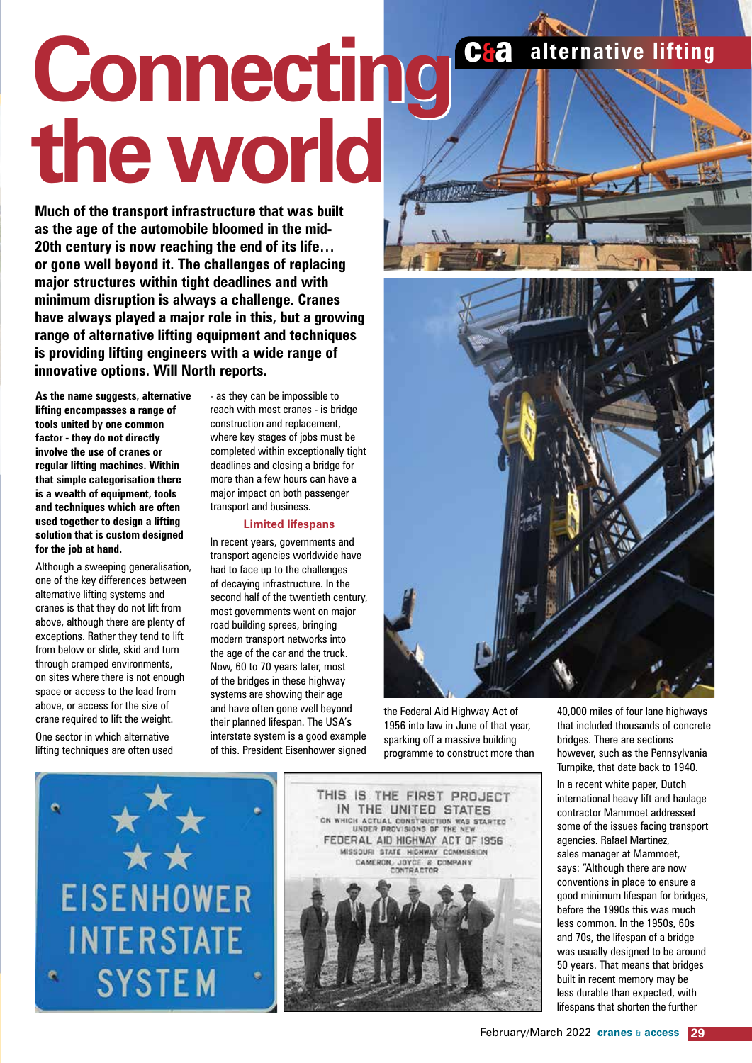# Connecting the world

**Much of the transport infrastructure that was built as the age of the automobile bloomed in the mid-20th century is now reaching the end of its life… or gone well beyond it. The challenges of replacing major structures within tight deadlines and with minimum disruption is always a challenge. Cranes have always played a major role in this, but a growing range of alternative lifting equipment and techniques is providing lifting engineers with a wide range of innovative options. Will North reports.**

**As the name suggests, alternative lifting encompasses a range of tools united by one common factor - they do not directly involve the use of cranes or regular lifting machines. Within that simple categorisation there is a wealth of equipment, tools and techniques which are often used together to design a lifting solution that is custom designed for the job at hand.**

Although a sweeping generalisation, one of the key differences between alternative lifting systems and cranes is that they do not lift from above, although there are plenty of exceptions. Rather they tend to lift from below or slide, skid and turn through cramped environments, on sites where there is not enough space or access to the load from above, or access for the size of crane required to lift the weight.

One sector in which alternative lifting techniques are often used - as they can be impossible to reach with most cranes - is bridge construction and replacement, where key stages of jobs must be completed within exceptionally tight deadlines and closing a bridge for more than a few hours can have a major impact on both passenger transport and business.

### Limited lifespans

In recent years, governments and transport agencies worldwide have had to face up to the challenges of decaying infrastructure. In the second half of the twentieth century, most governments went on major road building sprees, bringing modern transport networks into the age of the car and the truck. Now, 60 to 70 years later, most of the bridges in these highway systems are showing their age and have often gone well beyond their planned lifespan. The USA's interstate system is a good example of this. President Eisenhower signed the Federal Aid Highway Act of 1956 into law in June of that year, sparking off a massive building programme to construct more than 40,000 miles of four lane highways that included thousands of concrete bridges. There are sections however, such as the Pennsylvania Turnpike, that date back to 1940.

In a recent white paper, Dutch international heavy lift and haulage contractor Mammoet addressed some of the issues facing transport agencies. Rafael Martinez, sales manager at Mammoet, says: "Although there are now conventions in place to ensure a good minimum lifespan for bridges, before the 1990s this was much less common. In the 1950s, 60s and 70s, the lifespan of a bridge was usually designed to be around 50 years. That means that bridges built in recent memory may be less durable than expected, with lifespans that shorten the further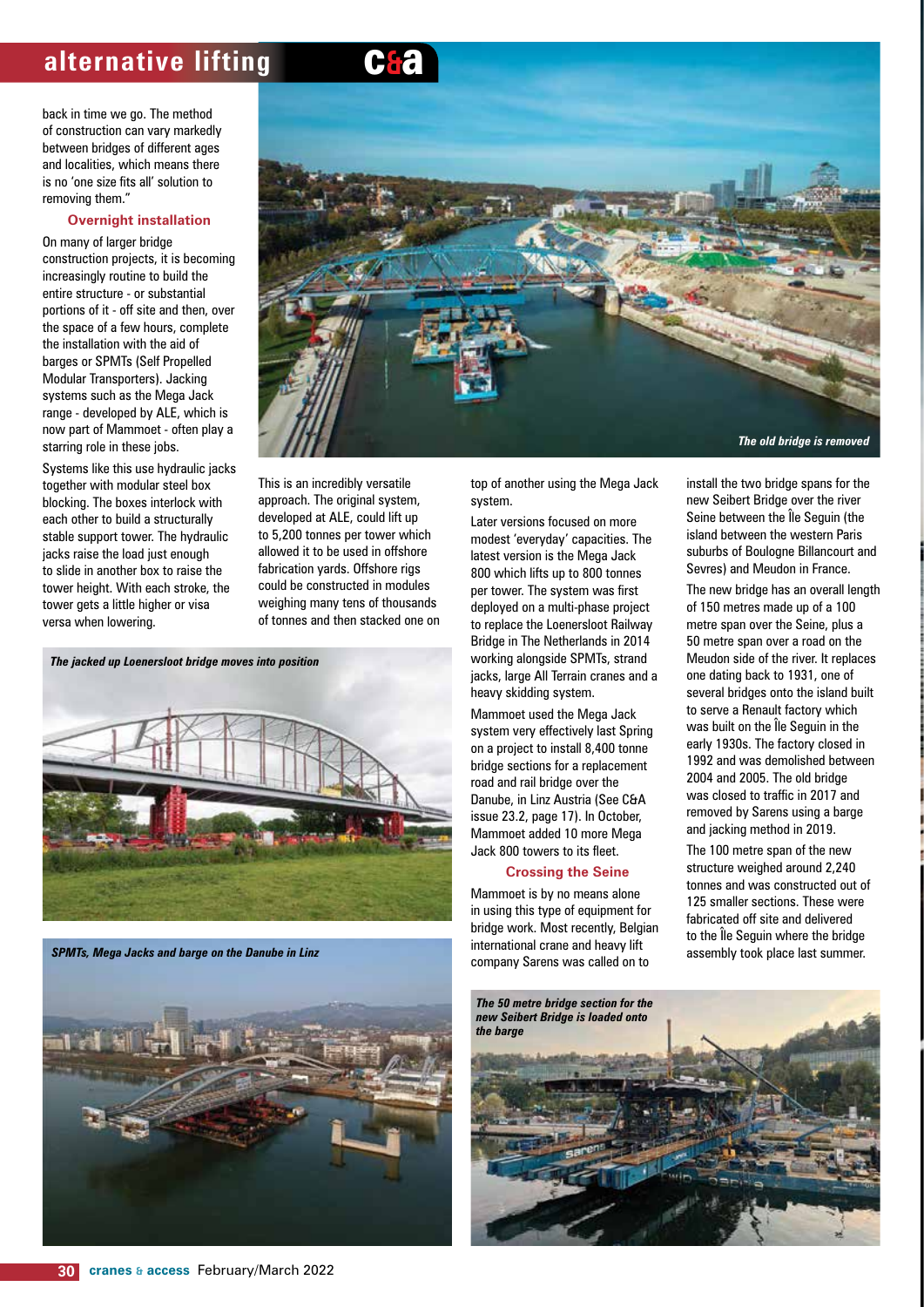back in time we go. The method of construction can vary markedly between bridges of different ages and localities, which means there is no 'one size fits all' solution to removing them."

### Overnight installation

On many of larger bridge construction projects, it is becoming increasingly routine to build the entire structure - or substantial portions of it - off site and then, over the space of a few hours, complete the installation with the aid of barges or SPMTs (Self Propelled Modular Transporters). Jacking systems such as the Mega Jack range - developed by ALE, which is now part of Mammoet - often play a starring role in these jobs.

Systems like this use hydraulic jacks together with modular steel box blocking. The boxes interlock with each other to build a structurally stable support tower. The hydraulic jacks raise the load just enough to slide in another box to raise the tower height. With each stroke, the tower gets a little higher or visa versa when lowering.

*The old bridge is removed*

This is an incredibly versatile approach. The original system, developed at ALE, could lift up to 5,200 tonnes per tower which allowed it to be used in offshore fabrication yards. Offshore rigs could be constructed in modules weighing many tens of thousands of tonnes and then stacked one on top of another using the Mega Jack system.

Later versions focused on more modest 'everyday' capacities. The latest version is the Mega Jack 800 which lifts up to 800 tonnes per tower. The system was first deployed on a multi-phase project to replace the Loenersloot Railway Bridge in The Netherlands in 2014 working alongside SPMTs, strand jacks, large All Terrain cranes and a heavy skidding system.

Mammoet used the Mega Jack system very effectively last Spring on a project to install 8,400 tonne bridge sections for a replacement road and rail bridge over the Danube, in Linz Austria (See C&A issue 23.2, page 17). In October, Mammoet added 10 more Mega Jack 800 towers to its fleet.

*The jacked up Loenersloot bridge moves into position*

*SPMTs, Mega Jacks and barge on the Danube in Linz*

### Crossing the Seine

Mammoet is by no means alone in using this type of equipment for bridge work. Most recently, Belgian international crane and heavy lift company Sarens was called on to install the two bridge spans for the new Seibert Bridge over the river Seine between the Île Seguin (the island between the western Paris suburbs of Boulogne Billancourt and Sevres) and Meudon in France.

The new bridge has an overall length of 150 metres made up of a 100 metre span over the Seine, plus a 50 metre span over a road on the Meudon side of the river. It replaces one dating back to 1931, one of several bridges onto the island built to serve a Renault factory which was built on the Île Seguin in the early 1930s. The factory closed in 1992 and was demolished between 2004 and 2005. The old bridge was closed to traffic in 2017 and removed by Sarens using a barge and jacking method in 2019.

The 100 metre span of the new structure weighed around 2,240 tonnes and was constructed out of 125 smaller sections. These were fabricated off site and delivered to the Île Seguin where the bridge assembly took place last summer.

*The 50 metre bridge section for the new Seibert Bridge is loaded onto the barge*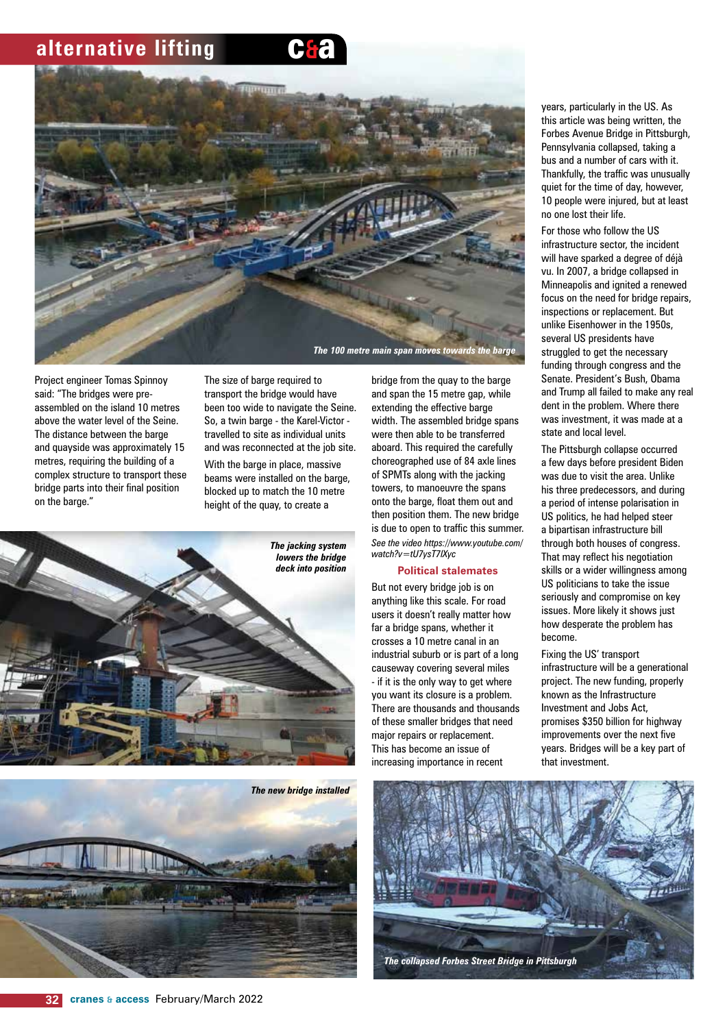The 100 metre main span moves towards the barge

Project engineer Tomas Spinnoy said: "The bridges were pre-assembled on the island 10 metres above the water level of the Seine. The distance between the barge and quayside was approximately 15 metres, requiring the building of a complex structure to transport these bridge parts into their final position on the barge."

The size of barge required to transport the bridge would have been too wide to navigate the Seine. So, a twin barge - the Karel-Victor - travelled to site as individual units and was reconnected at the job site.

With the barge in place, massive beams were installed on the barge, blocked up to match the 10 metre height of the quay, to create a bridge from the quay to the barge and span the 15 metre gap, while extending the effective barge width. The assembled bridge spans were then able to be transferred aboard. This required the carefully choreographed use of 84 axle lines of SPMTs along with the jacking towers, to manoeuvre the spans onto the barge, float them out and then position them. The new bridge is due to open to traffic this summer.

*See the video https://www.youtube.com/watch?v=tU7ysT7lXyc*

The jacking system lowers the bridge deck into position

The new bridge installed

## Political stalemates

But not every bridge job is on anything like this scale. For road users it doesn't really matter how far a bridge spans, whether it crosses a 10 metre canal in an industrial suburb or is part of a long causeway covering several miles - if it is the only way to get where you want its closure is a problem. There are thousands and thousands of these smaller bridges that need major repairs or replacement. This has become an issue of increasing importance in recent years, particularly in the US. As this article was being written, the Forbes Avenue Bridge in Pittsburgh, Pennsylvania collapsed, taking a bus and a number of cars with it. Thankfully, the traffic was unusually quiet for the time of day, however, 10 people were injured, but at least no one lost their life.

For those who follow the US infrastructure sector, the incident will have sparked a degree of déjà vu. In 2007, a bridge collapsed in Minneapolis and ignited a renewed focus on the need for bridge repairs, inspections or replacement. But unlike Eisenhower in the 1950s, several US presidents have struggled to get the necessary funding through congress and the Senate. President's Bush, Obama and Trump all failed to make any real dent in the problem. Where there was investment, it was made at a state and local level.

The Pittsburgh collapse occurred a few days before president Biden was due to visit the area. Unlike his three predecessors, and during a period of intense polarisation in US politics, he had helped steer a bipartisan infrastructure bill through both houses of congress. That may reflect his negotiation skills or a wider willingness among US politicians to take the issue seriously and compromise on key issues. More likely it shows just how desperate the problem has become.

Fixing the US' transport infrastructure will be a generational project. The new funding, properly known as the Infrastructure Investment and Jobs Act, promises $350 billion for highway improvements over the next five years. Bridges will be a key part of that investment.

The collapsed Forbes Street Bridge in Pittsburgh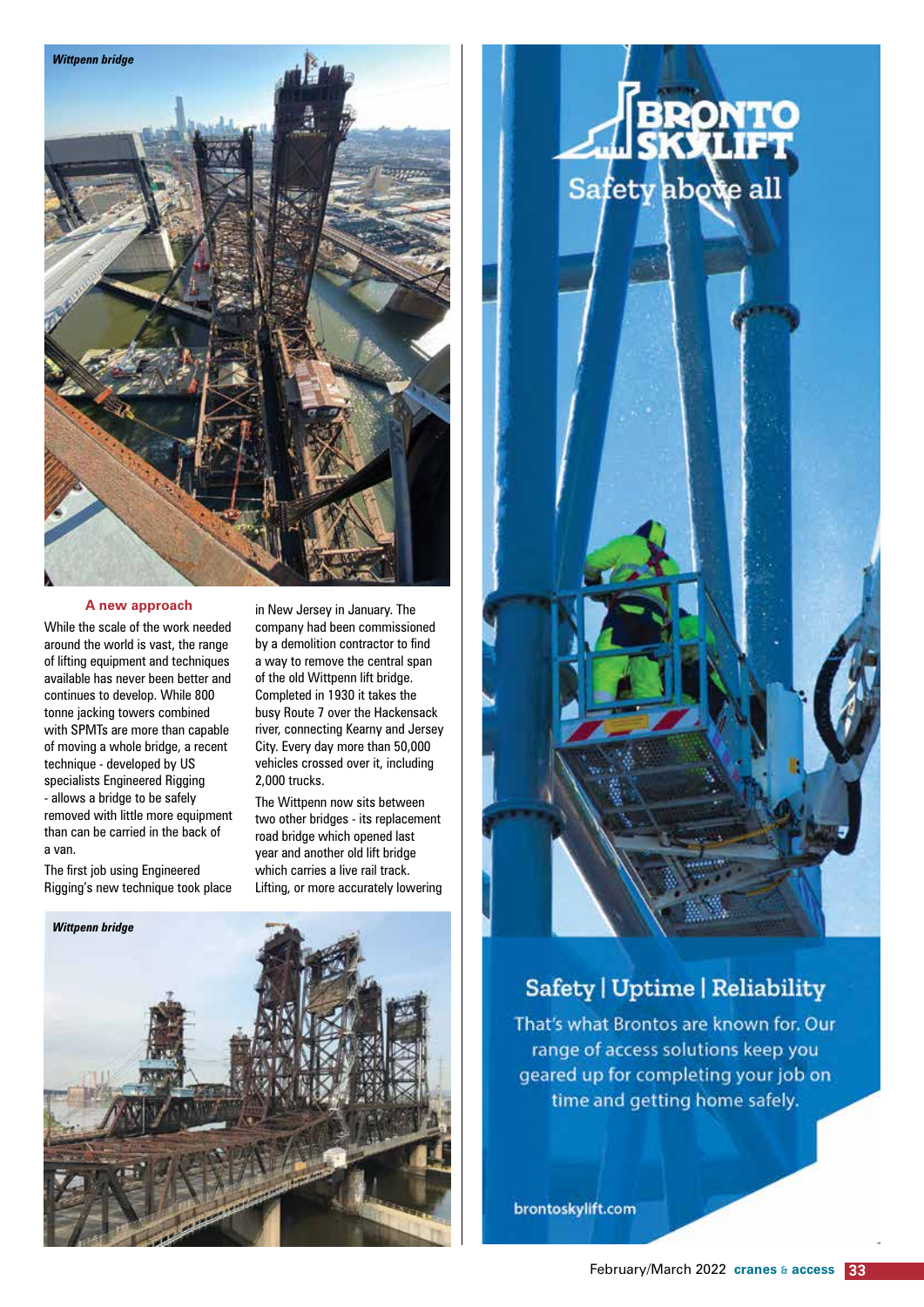*Wittpenn bridge*

## A new approach

While the scale of the work needed around the world is vast, the range of lifting equipment and techniques available has never been better and continues to develop. While 800 tonne jacking towers combined with SPMTs are more than capable of moving a whole bridge, a recent technique - developed by US specialists Engineered Rigging - allows a bridge to be safely removed with little more equipment than can be carried in the back of a van.

The first job using Engineered Rigging's new technique took place in New Jersey in January. The company had been commissioned by a demolition contractor to find a way to remove the central span of the old Wittpenn lift bridge. Completed in 1930 it takes the busy Route 7 over the Hackensack river, connecting Kearny and Jersey City. Every day more than 50,000 vehicles crossed over it, including 2,000 trucks.

The Wittpenn now sits between two other bridges - its replacement road bridge which opened last year and another old lift bridge which carries a live rail track. Lifting, or more accurately lowering

*Wittpenn bridge*

BRONTO SKYLIFT

Safety above all

Safety | Uptime | Reliability

That's what Brontos are known for. Our range of access solutions keep you geared up for completing your job on time and getting home safely.

brontoskylift.com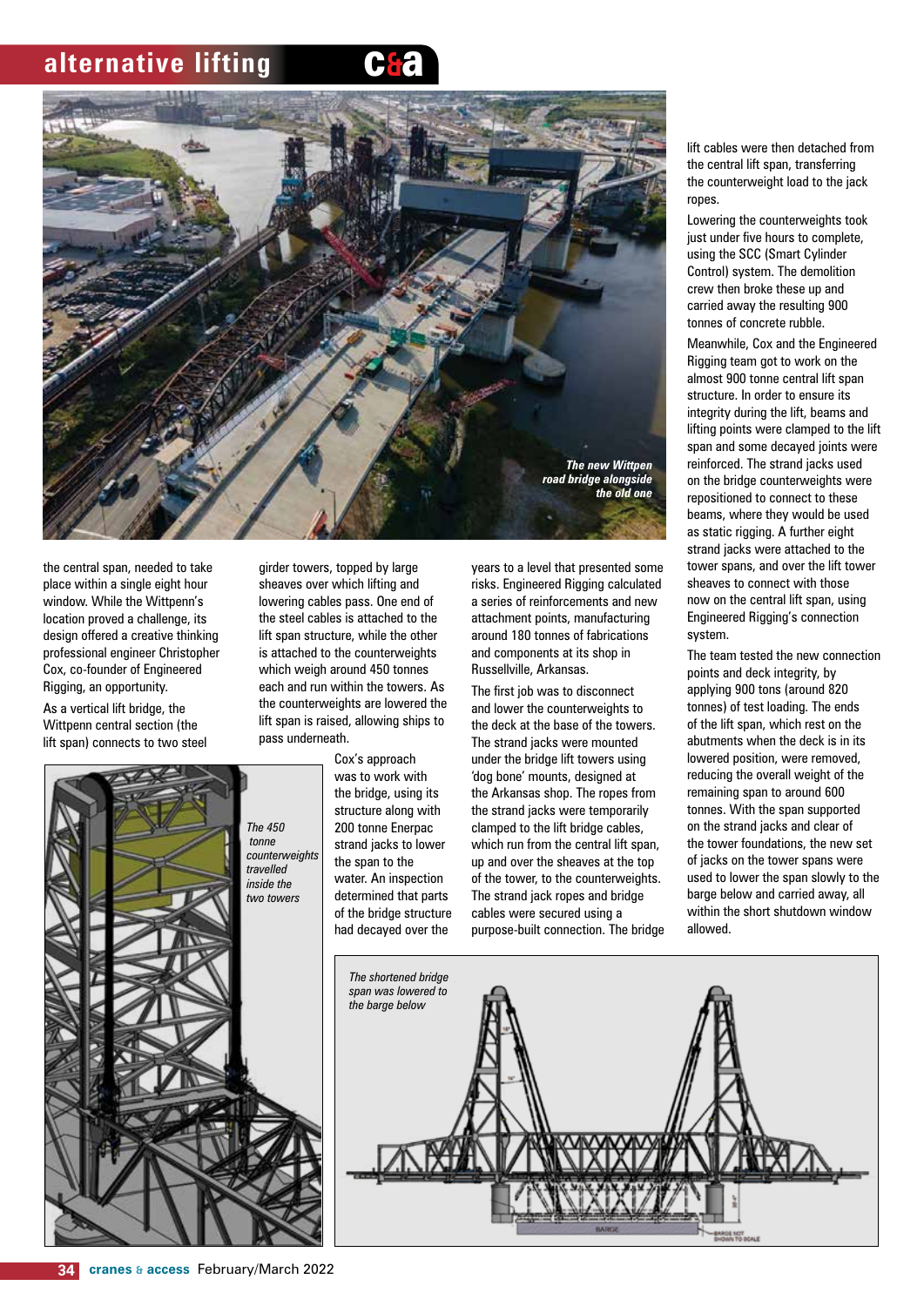The new Wittpen road bridge alongside the old one

the central span, needed to take place within a single eight hour window. While the Wittpenn's location proved a challenge, its design offered a creative thinking professional engineer Christopher Cox, co-founder of Engineered Rigging, an opportunity.

As a vertical lift bridge, the Wittpenn central section (the lift span) connects to two steel girder towers, topped by large sheaves over which lifting and lowering cables pass. One end of the steel cables is attached to the lift span structure, while the other is attached to the counterweights which weigh around 450 tonnes each and run within the towers. As the counterweights are lowered the lift span is raised, allowing ships to pass underneath.

The 450 tonne counterweights travelled inside the two towers

Cox's approach was to work with the bridge, using its structure along with 200 tonne Enerpac strand jacks to lower the span to the water. An inspection determined that parts of the bridge structure had decayed over the years to a level that presented some risks. Engineered Rigging calculated a series of reinforcements and new attachment points, manufacturing around 180 tonnes of fabrications and components at its shop in Russellville, Arkansas.

The first job was to disconnect and lower the counterweights to the deck at the base of the towers. The strand jacks were mounted under the bridge lift towers using 'dog bone' mounts, designed at the Arkansas shop. The ropes from the strand jacks were temporarily clamped to the lift bridge cables, which run from the central lift span, up and over the sheaves at the top of the tower, to the counterweights. The strand jack ropes and bridge cables were secured using a purpose-built connection. The bridge lift cables were then detached from the central lift span, transferring the counterweight load to the jack ropes.

Lowering the counterweights took just under five hours to complete, using the SCC (Smart Cylinder Control) system. The demolition crew then broke these up and carried away the resulting 900 tonnes of concrete rubble.

Meanwhile, Cox and the Engineered Rigging team got to work on the almost 900 tonne central lift span structure. In order to ensure its integrity during the lift, beams and lifting points were clamped to the lift span and some decayed joints were reinforced. The strand jacks used on the bridge counterweights were repositioned to connect to these beams, where they would be used as static rigging. A further eight strand jacks were attached to the tower spans, and over the lift tower sheaves to connect with those now on the central lift span, using Engineered Rigging's connection system.

The team tested the new connection points and deck integrity, by applying 900 tons (around 820 tonnes) of test loading. The ends of the lift span, which rest on the abutments when the deck is in its lowered position, were removed, reducing the overall weight of the remaining span to around 600 tonnes. With the span supported on the strand jacks and clear of the tower foundations, the new set of jacks on the tower spans were used to lower the span slowly to the barge below and carried away, all within the short shutdown window allowed.

The shortened bridge span was lowered to the barge below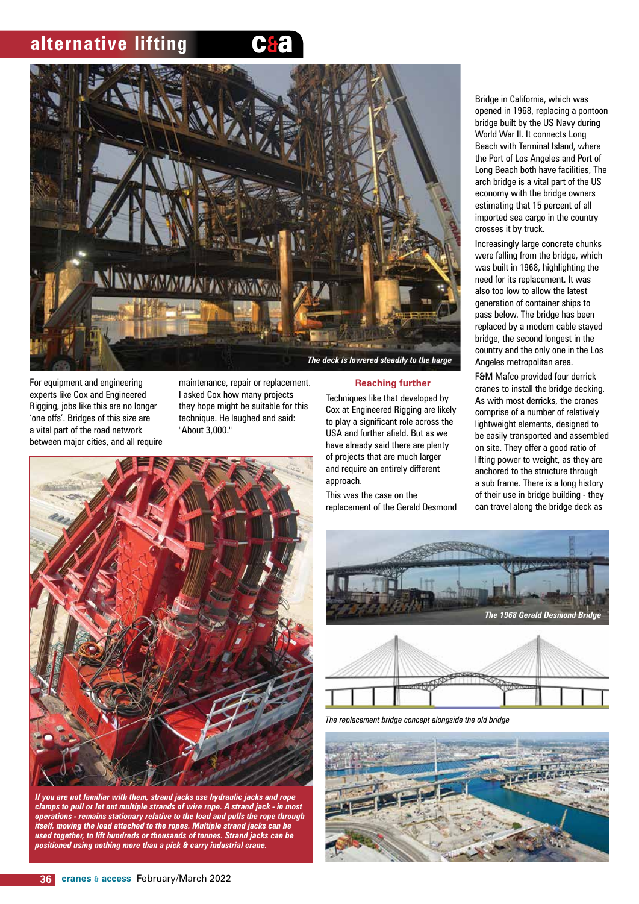*The deck is lowered steadily to the barge*

For equipment and engineering experts like Cox and Engineered Rigging, jobs like this are no longer 'one offs'. Bridges of this size are a vital part of the road network between major cities, and all require maintenance, repair or replacement. I asked Cox how many projects they hope might be suitable for this technique. He laughed and said: "About 3,000."

***If you are not familiar with them, strand jacks use hydraulic jacks and rope clamps to pull or let out multiple strands of wire rope. A strand jack - in most operations - remains stationary relative to the load and pulls the rope through itself, moving the load attached to the ropes. Multiple strand jacks can be used together, to lift hundreds or thousands of tonnes. Strand jacks can be positioned using nothing more than a pick & carry industrial crane.***

## Reaching further

Techniques like that developed by Cox at Engineered Rigging are likely to play a significant role across the USA and further afield. But as we have already said there are plenty of projects that are much larger and require an entirely different approach.

This was the case on the replacement of the Gerald Desmond Bridge in California, which was opened in 1968, replacing a pontoon bridge built by the US Navy during World War II. It connects Long Beach with Terminal Island, where the Port of Los Angeles and Port of Long Beach both have facilities, The arch bridge is a vital part of the US economy with the bridge owners estimating that 15 percent of all imported sea cargo in the country crosses it by truck.

Increasingly large concrete chunks were falling from the bridge, which was built in 1968, highlighting the need for its replacement. It was also too low to allow the latest generation of container ships to pass below. The bridge has been replaced by a modern cable stayed bridge, the second longest in the country and the only one in the Los Angeles metropolitan area.

F&M Mafco provided four derrick cranes to install the bridge decking. As with most derricks, the cranes comprise of a number of relatively lightweight elements, designed to be easily transported and assembled on site. They offer a good ratio of lifting power to weight, as they are anchored to the structure through a sub frame. There is a long history of their use in bridge building - they can travel along the bridge deck as

*The 1968 Gerald Desmond Bridge*

*The replacement bridge concept alongside the old bridge*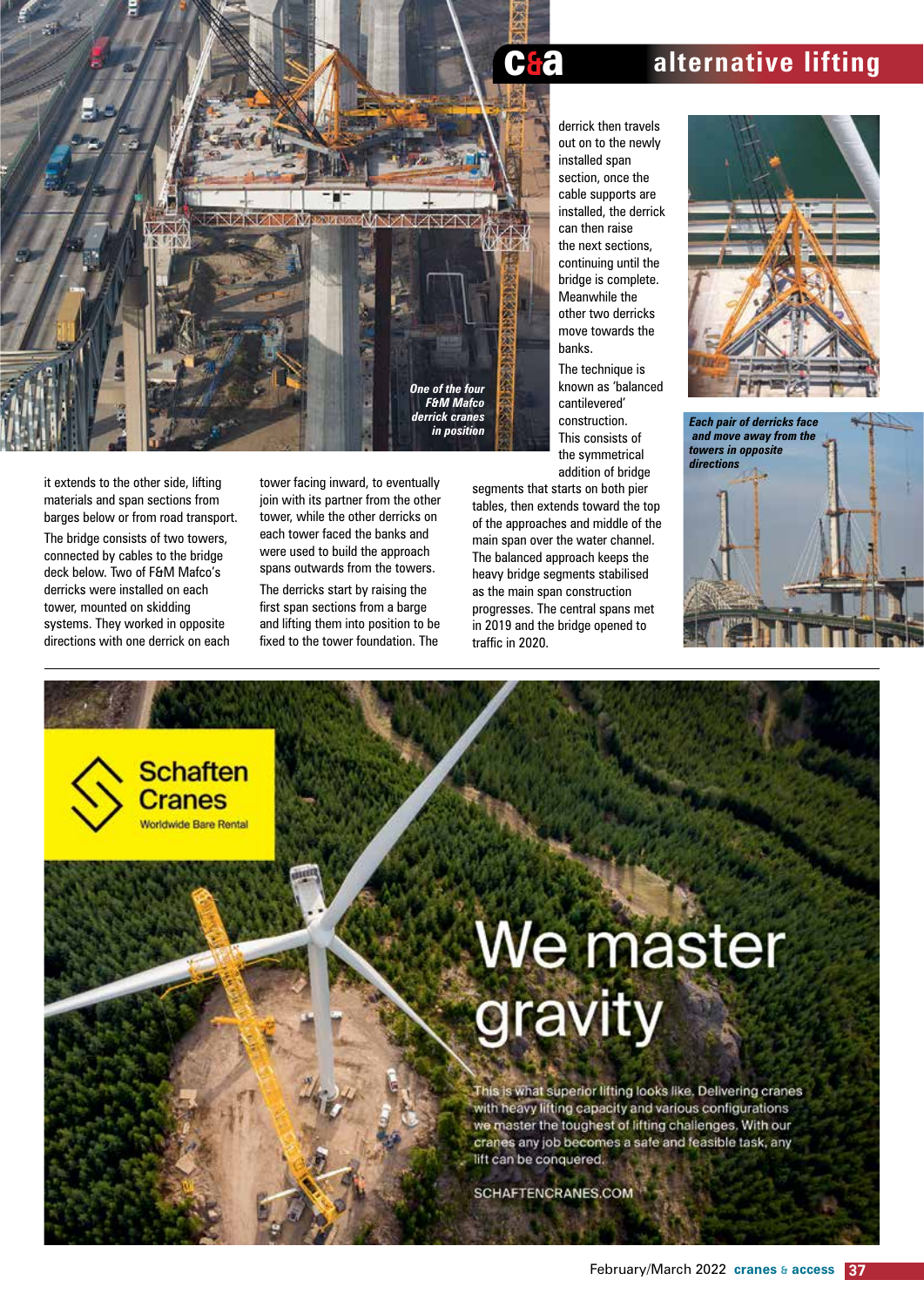derrick then travels out on to the newly installed span section, once the cable supports are installed, the derrick can then raise the next sections, continuing until the bridge is complete. Meanwhile the other two derricks move towards the banks.

The technique is known as 'balanced cantilevered' construction. This consists of the symmetrical addition of bridge segments that starts on both pier tables, then extends toward the top of the approaches and middle of the main span over the water channel. The balanced approach keeps the heavy bridge segments stabilised as the main span construction progresses. The central spans met in 2019 and the bridge opened to traffic in 2020.

*One of the four F&M Mafco derrick cranes in position*

*Each pair of derricks face and move away from the towers in opposite directions*

it extends to the other side, lifting materials and span sections from barges below or from road transport.

The bridge consists of two towers, connected by cables to the bridge deck below. Two of F&M Mafco's derricks were installed on each tower, mounted on skidding systems. They worked in opposite directions with one derrick on each tower facing inward, to eventually join with its partner from the other tower, while the other derricks on each tower faced the banks and were used to build the approach spans outwards from the towers.

The derricks start by raising the first span sections from a barge and lifting them into position to be fixed to the tower foundation. The

Schaften Cranes
Worldwide Bare Rental

We master gravity

This is what superior lifting looks like. Delivering cranes with heavy lifting capacity and various configurations we master the toughest of lifting challenges. With our cranes any job becomes a safe and feasible task, any lift can be conquered.

SCHAFTENCRANES.COM